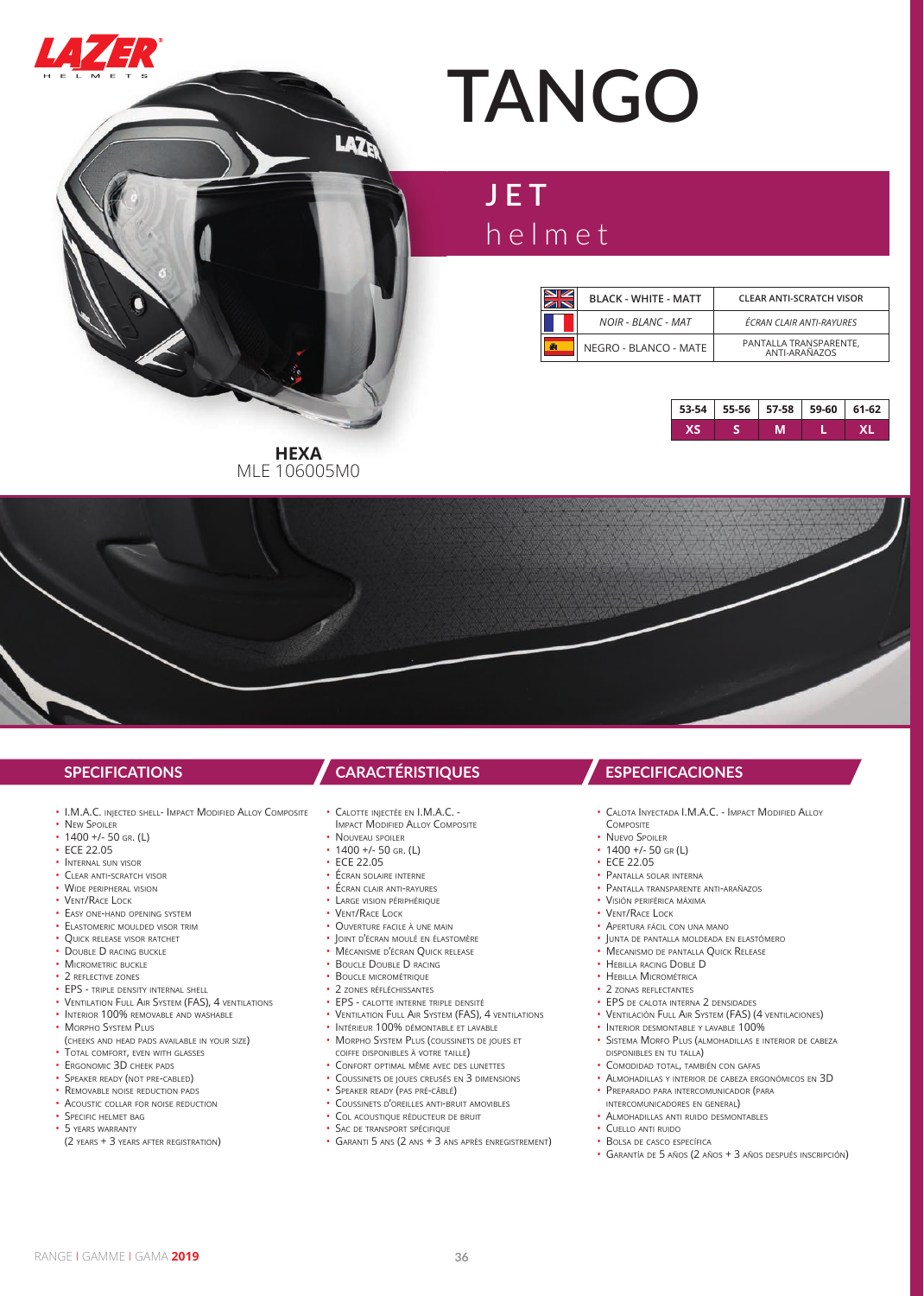LAZER HELMETS

# TANGO

## JET helmet

| | BLACK - WHITE - MATT | CLEAR ANTI-SCRATCH VISOR |
|---|---|---|
| | *NOIR - BLANC - MAT* | *ÉCRAN CLAIR ANTI-RAYURES* |
| | NEGRO - BLANCO - MATE | PANTALLA TRANSPARENTE, ANTI-ARAÑAZOS |

| 53-54 | 55-56 | 57-58 | 59-60 | 61-62 |
|---|---|---|---|---|
| XS | S | M | L | XL |

**HEXA**
MLE 106005M0

## SPECIFICATIONS

- I.M.A.C. injected shell- Impact Modified Alloy Composite
- New Spoiler
- 1400 +/- 50 gr. (L)
- ECE 22.05
- Internal sun visor
- Clear anti-scratch visor
- Wide peripheral vision
- Vent/Race Lock
- Easy one-hand opening system
- Elastomeric moulded visor trim
- Quick release visor ratchet
- Double D racing buckle
- Micrometric buckle
- 2 reflective zones
- EPS - triple density internal shell
- Ventilation Full Air System (FAS), 4 ventilations
- Interior 100% removable and washable
- Morpho System Plus (cheeks and head pads available in your size)
- Total comfort, even with glasses
- Ergonomic 3D cheek pads
- Speaker ready (not pre-cabled)
- Removable noise reduction pads
- Acoustic collar for noise reduction
- Specific helmet bag
- 5 years warranty (2 years + 3 years after registration)

## CARACTÉRISTIQUES

- Calotte injectée en I.M.A.C. - Impact Modified Alloy Composite
- Nouveau spoiler
- 1400 +/- 50 gr. (L)
- ECE 22.05
- Écran solaire interne
- Écran clair anti-rayures
- Large vision périphérique
- Vent/Race Lock
- Ouverture facile à une main
- Joint d'écran moulé en élastomère
- Mécanisme d'écran Quick release
- Boucle Double D racing
- Boucle micrométrique
- 2 zones réfléchissantes
- EPS - calotte interne triple densité
- Ventilation Full Air System (FAS), 4 ventilations
- Intérieur 100% démontable et lavable
- Morpho System Plus (coussinets de joues et coiffe disponibles à votre taille)
- Confort optimal même avec des lunettes
- Coussinets de joues creusés en 3 dimensions
- Speaker ready (pas pré-câblé)
- Coussinets d'oreilles anti-bruit amovibles
- Col acoustique réducteur de bruit
- Sac de transport spécifique
- Garanti 5 ans (2 ans + 3 ans après enregistrement)

## ESPECIFICACIONES

- Calota inyectada I.M.A.C. - Impact Modified Alloy Composite
- Nuevo Spoiler
- 1400 +/- 50 gr (L)
- ECE 22.05
- Pantalla solar interna
- Pantalla transparente anti-arañazos
- Visión periférica máxima
- Vent/Race Lock
- Apertura fácil con una mano
- Junta de pantalla moldeada en elastómero
- Mecanismo de pantalla Quick Release
- Hebilla racing Doble D
- Hebilla Micrométrica
- 2 zonas reflectantes
- EPS de calota interna 2 densidades
- Ventilación Full Air System (FAS) (4 ventilaciones)
- Interior desmontable y lavable 100%
- Sistema Morfo Plus (almohadillas e interior de cabeza disponibles en tu talla)
- Comodidad total, también con gafas
- Almohadillas y interior de cabeza ergonómicos en 3D
- Preparado para intercomunicador (para intercomunicadores en general)
- Almohadillas anti ruido desmontables
- Cuello anti ruido
- Bolsa de casco específica
- Garantía de 5 años (2 años + 3 años después inscripción)

RANGE | GAMME | GAMA **2019**